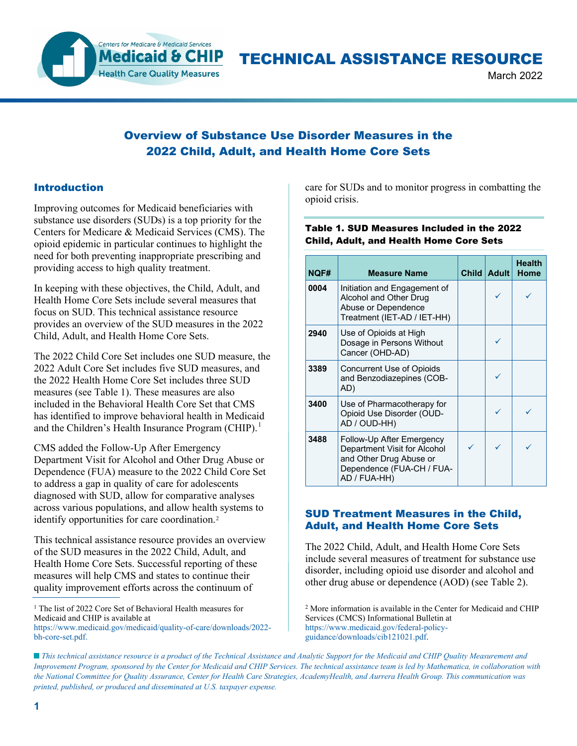# TECHNICAL ASSISTANCE RESOURCE

March 2022

## Overview of Substance Use Disorder Measures in the 2022 Child, Adult, and Health Home Core Sets

### Introduction

Improving outcomes for Medicaid beneficiaries with substance use disorders (SUDs) is a top priority for the Centers for Medicare & Medicaid Services (CMS). The opioid epidemic in particular continues to highlight the need for both preventing inappropriate prescribing and providing access to high quality treatment.

In keeping with these objectives, the Child, Adult, and Health Home Core Sets include several measures that focus on SUD. This technical assistance resource provides an overview of the SUD measures in the 2022 Child, Adult, and Health Home Core Sets.

The 2022 Child Core Set includes one SUD measure, the 2022 Adult Core Set includes five SUD measures, and the 2022 Health Home Core Set includes three SUD measures (see Table 1). These measures are also included in the Behavioral Health Core Set that CMS has identified to improve behavioral health in Medicaid and the Children's Health Insurance Program (CHIP).[1]

CMS added the Follow-Up After Emergency Department Visit for Alcohol and Other Drug Abuse or Dependence (FUA) measure to the 2022 Child Core Set to address a gap in quality of care for adolescents diagnosed with SUD, allow for comparative analyses across various populations, and allow health systems to identify opportunities for care coordination.[2]

This technical assistance resource provides an overview of the SUD measures in the 2022 Child, Adult, and Health Home Core Sets. Successful reporting of these measures will help CMS and states to continue their quality improvement efforts across the continuum of care for SUDs and to monitor progress in combatting the opioid crisis.

**Table 1. SUD Measures Included in the 2022 Child, Adult, and Health Home Core Sets**

| NQF# | Measure Name | Child | Adult | Health Home |
|---|---|---|---|---|
| 0004 | Initiation and Engagement of Alcohol and Other Drug Abuse or Dependence Treatment (IET-AD / IET-HH) | | ✓ | ✓ |
| 2940 | Use of Opioids at High Dosage in Persons Without Cancer (OHD-AD) | | ✓ | |
| 3389 | Concurrent Use of Opioids and Benzodiazepines (COB-AD) | | ✓ | |
| 3400 | Use of Pharmacotherapy for Opioid Use Disorder (OUD-AD / OUD-HH) | | ✓ | ✓ |
| 3488 | Follow-Up After Emergency Department Visit for Alcohol and Other Drug Abuse or Dependence (FUA-CH / FUA-AD / FUA-HH) | ✓ | ✓ | ✓ |

### SUD Treatment Measures in the Child, Adult, and Health Home Core Sets

The 2022 Child, Adult, and Health Home Core Sets include several measures of treatment for substance use disorder, including opioid use disorder and alcohol and other drug abuse or dependence (AOD) (see Table 2).

[1] The list of 2022 Core Set of Behavioral Health measures for Medicaid and CHIP is available at https://www.medicaid.gov/medicaid/quality-of-care/downloads/2022-bh-core-set.pdf.

[2] More information is available in the Center for Medicaid and CHIP Services (CMCS) Informational Bulletin at https://www.medicaid.gov/federal-policy-guidance/downloads/cib121021.pdf.

*This technical assistance resource is a product of the Technical Assistance and Analytic Support for the Medicaid and CHIP Quality Measurement and Improvement Program, sponsored by the Center for Medicaid and CHIP Services. The technical assistance team is led by Mathematica, in collaboration with the National Committee for Quality Assurance, Center for Health Care Strategies, AcademyHealth, and Aurrera Health Group. This communication was printed, published, or produced and disseminated at U.S. taxpayer expense.*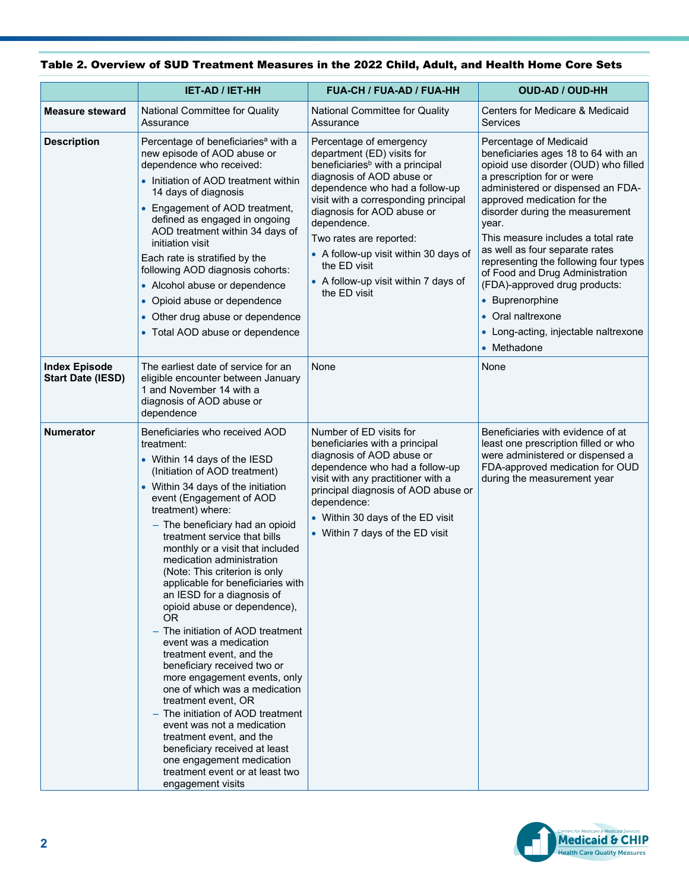**Table 2. Overview of SUD Treatment Measures in the 2022 Child, Adult, and Health Home Core Sets**

| | IET-AD / IET-HH | FUA-CH / FUA-AD / FUA-HH | OUD-AD / OUD-HH |
|---|---|---|---|
| **Measure steward** | National Committee for Quality Assurance | National Committee for Quality Assurance | Centers for Medicare & Medicaid Services |
| **Description** | Percentage of beneficiaries[a] with a new episode of AOD abuse or dependence who received:<br>• Initiation of AOD treatment within 14 days of diagnosis<br>• Engagement of AOD treatment, defined as engaged in ongoing AOD treatment within 34 days of initiation visit<br>Each rate is stratified by the following AOD diagnosis cohorts:<br>• Alcohol abuse or dependence<br>• Opioid abuse or dependence<br>• Other drug abuse or dependence<br>• Total AOD abuse or dependence | Percentage of emergency department (ED) visits for beneficiaries[b] with a principal diagnosis of AOD abuse or dependence who had a follow-up visit with a corresponding principal diagnosis for AOD abuse or dependence.<br>Two rates are reported:<br>• A follow-up visit within 30 days of the ED visit<br>• A follow-up visit within 7 days of the ED visit | Percentage of Medicaid beneficiaries ages 18 to 64 with an opioid use disorder (OUD) who filled a prescription for or were administered or dispensed an FDA-approved medication for the disorder during the measurement year.<br>This measure includes a total rate as well as four separate rates representing the following four types of Food and Drug Administration (FDA)-approved drug products:<br>• Buprenorphine<br>• Oral naltrexone<br>• Long-acting, injectable naltrexone<br>• Methadone |
| **Index Episode Start Date (IESD)** | The earliest date of service for an eligible encounter between January 1 and November 14 with a diagnosis of AOD abuse or dependence | None | None |
| **Numerator** | Beneficiaries who received AOD treatment:<br>• Within 14 days of the IESD (Initiation of AOD treatment)<br>• Within 34 days of the initiation event (Engagement of AOD treatment) where:<br>– The beneficiary had an opioid treatment service that bills monthly or a visit that included medication administration (Note: This criterion is only applicable for beneficiaries with an IESD for a diagnosis of opioid abuse or dependence), OR<br>– The initiation of AOD treatment event was a medication treatment event, and the beneficiary received two or more engagement events, only one of which was a medication treatment event, OR<br>– The initiation of AOD treatment event was not a medication treatment event, and the beneficiary received at least one engagement medication treatment event or at least two engagement visits | Number of ED visits for beneficiaries with a principal diagnosis of AOD abuse or dependence who had a follow-up visit with any practitioner with a principal diagnosis of AOD abuse or dependence:<br>• Within 30 days of the ED visit<br>• Within 7 days of the ED visit | Beneficiaries with evidence of at least one prescription filled or who were administered or dispensed a FDA-approved medication for OUD during the measurement year |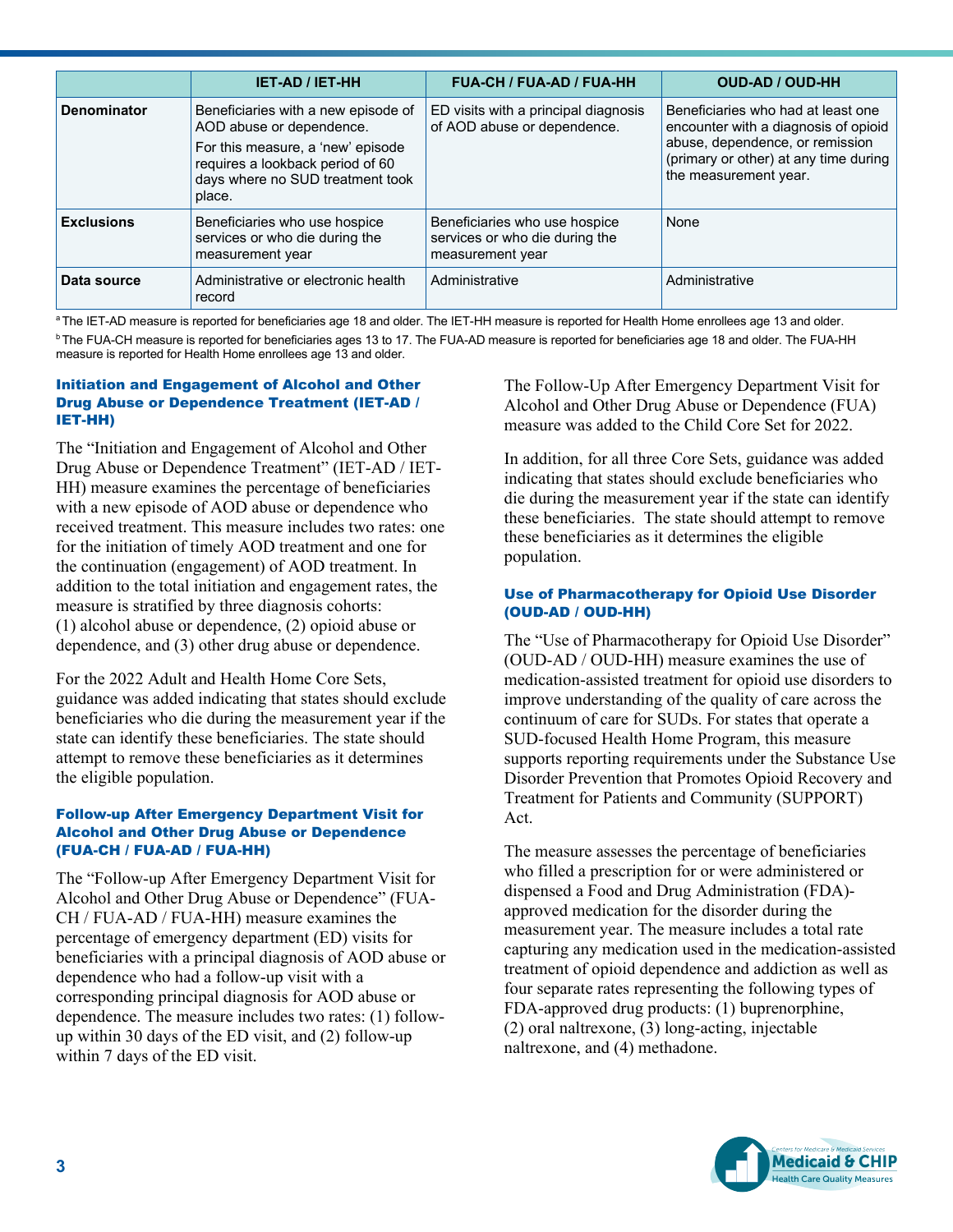| | IET-AD / IET-HH | FUA-CH / FUA-AD / FUA-HH | OUD-AD / OUD-HH |
|---|---|---|---|
| **Denominator** | Beneficiaries with a new episode of AOD abuse or dependence. For this measure, a 'new' episode requires a lookback period of 60 days where no SUD treatment took place. | ED visits with a principal diagnosis of AOD abuse or dependence. | Beneficiaries who had at least one encounter with a diagnosis of opioid abuse, dependence, or remission (primary or other) at any time during the measurement year. |
| **Exclusions** | Beneficiaries who use hospice services or who die during the measurement year | Beneficiaries who use hospice services or who die during the measurement year | None |
| **Data source** | Administrative or electronic health record | Administrative | Administrative |

[a] The IET-AD measure is reported for beneficiaries age 18 and older. The IET-HH measure is reported for Health Home enrollees age 13 and older.

[b] The FUA-CH measure is reported for beneficiaries ages 13 to 17. The FUA-AD measure is reported for beneficiaries age 18 and older. The FUA-HH measure is reported for Health Home enrollees age 13 and older.

#### Initiation and Engagement of Alcohol and Other Drug Abuse or Dependence Treatment (IET-AD / IET-HH)

The "Initiation and Engagement of Alcohol and Other Drug Abuse or Dependence Treatment" (IET-AD / IET-HH) measure examines the percentage of beneficiaries with a new episode of AOD abuse or dependence who received treatment. This measure includes two rates: one for the initiation of timely AOD treatment and one for the continuation (engagement) of AOD treatment. In addition to the total initiation and engagement rates, the measure is stratified by three diagnosis cohorts: (1) alcohol abuse or dependence, (2) opioid abuse or dependence, and (3) other drug abuse or dependence.

For the 2022 Adult and Health Home Core Sets, guidance was added indicating that states should exclude beneficiaries who die during the measurement year if the state can identify these beneficiaries. The state should attempt to remove these beneficiaries as it determines the eligible population.

#### Follow-up After Emergency Department Visit for Alcohol and Other Drug Abuse or Dependence (FUA-CH / FUA-AD / FUA-HH)

The "Follow-up After Emergency Department Visit for Alcohol and Other Drug Abuse or Dependence" (FUA-CH / FUA-AD / FUA-HH) measure examines the percentage of emergency department (ED) visits for beneficiaries with a principal diagnosis of AOD abuse or dependence who had a follow-up visit with a corresponding principal diagnosis for AOD abuse or dependence. The measure includes two rates: (1) follow-up within 30 days of the ED visit, and (2) follow-up within 7 days of the ED visit.

The Follow-Up After Emergency Department Visit for Alcohol and Other Drug Abuse or Dependence (FUA) measure was added to the Child Core Set for 2022.

In addition, for all three Core Sets, guidance was added indicating that states should exclude beneficiaries who die during the measurement year if the state can identify these beneficiaries. The state should attempt to remove these beneficiaries as it determines the eligible population.

#### Use of Pharmacotherapy for Opioid Use Disorder (OUD-AD / OUD-HH)

The "Use of Pharmacotherapy for Opioid Use Disorder" (OUD-AD / OUD-HH) measure examines the use of medication-assisted treatment for opioid use disorders to improve understanding of the quality of care across the continuum of care for SUDs. For states that operate a SUD-focused Health Home Program, this measure supports reporting requirements under the Substance Use Disorder Prevention that Promotes Opioid Recovery and Treatment for Patients and Community (SUPPORT) Act.

The measure assesses the percentage of beneficiaries who filled a prescription for or were administered or dispensed a Food and Drug Administration (FDA)-approved medication for the disorder during the measurement year. The measure includes a total rate capturing any medication used in the medication-assisted treatment of opioid dependence and addiction as well as four separate rates representing the following types of FDA-approved drug products: (1) buprenorphine, (2) oral naltrexone, (3) long-acting, injectable naltrexone, and (4) methadone.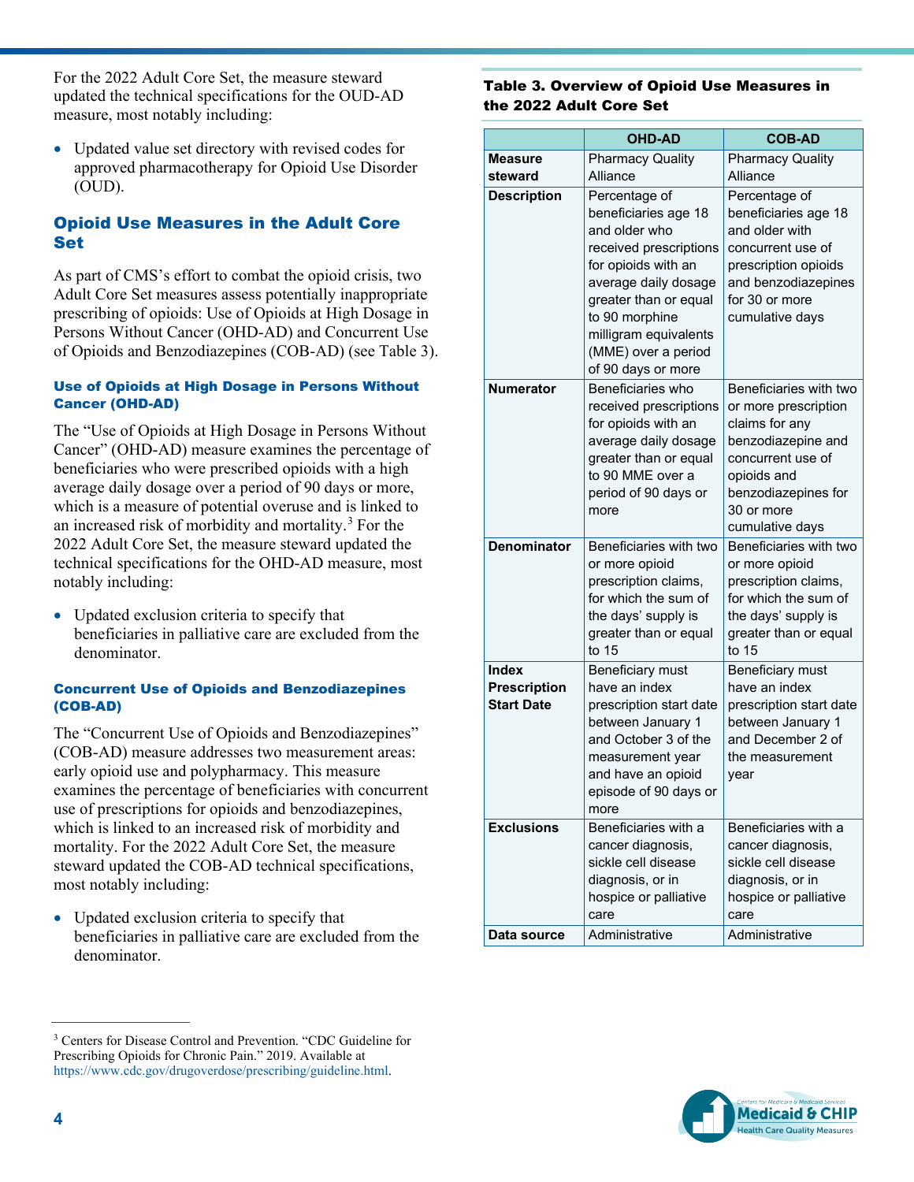For the 2022 Adult Core Set, the measure steward updated the technical specifications for the OUD-AD measure, most notably including:

- Updated value set directory with revised codes for approved pharmacotherapy for Opioid Use Disorder (OUD).

## Opioid Use Measures in the Adult Core Set

As part of CMS's effort to combat the opioid crisis, two Adult Core Set measures assess potentially inappropriate prescribing of opioids: Use of Opioids at High Dosage in Persons Without Cancer (OHD-AD) and Concurrent Use of Opioids and Benzodiazepines (COB-AD) (see Table 3).

### Use of Opioids at High Dosage in Persons Without Cancer (OHD-AD)

The "Use of Opioids at High Dosage in Persons Without Cancer" (OHD-AD) measure examines the percentage of beneficiaries who were prescribed opioids with a high average daily dosage over a period of 90 days or more, which is a measure of potential overuse and is linked to an increased risk of morbidity and mortality.[3] For the 2022 Adult Core Set, the measure steward updated the technical specifications for the OHD-AD measure, most notably including:

- Updated exclusion criteria to specify that beneficiaries in palliative care are excluded from the denominator.

### Concurrent Use of Opioids and Benzodiazepines (COB-AD)

The "Concurrent Use of Opioids and Benzodiazepines" (COB-AD) measure addresses two measurement areas: early opioid use and polypharmacy. This measure examines the percentage of beneficiaries with concurrent use of prescriptions for opioids and benzodiazepines, which is linked to an increased risk of morbidity and mortality. For the 2022 Adult Core Set, the measure steward updated the COB-AD technical specifications, most notably including:

- Updated exclusion criteria to specify that beneficiaries in palliative care are excluded from the denominator.

**Table 3. Overview of Opioid Use Measures in the 2022 Adult Core Set**

| | OHD-AD | COB-AD |
|---|---|---|
| **Measure steward** | Pharmacy Quality Alliance | Pharmacy Quality Alliance |
| **Description** | Percentage of beneficiaries age 18 and older who received prescriptions for opioids with an average daily dosage greater than or equal to 90 morphine milligram equivalents (MME) over a period of 90 days or more | Percentage of beneficiaries age 18 and older with concurrent use of prescription opioids and benzodiazepines for 30 or more cumulative days |
| **Numerator** | Beneficiaries who received prescriptions for opioids with an average daily dosage greater than or equal to 90 MME over a period of 90 days or more | Beneficiaries with two or more prescription claims for any benzodiazepine and concurrent use of opioids and benzodiazepines for 30 or more cumulative days |
| **Denominator** | Beneficiaries with two or more opioid prescription claims, for which the sum of the days' supply is greater than or equal to 15 | Beneficiaries with two or more opioid prescription claims, for which the sum of the days' supply is greater than or equal to 15 |
| **Index Prescription Start Date** | Beneficiary must have an index prescription start date between January 1 and October 3 of the measurement year and have an opioid episode of 90 days or more | Beneficiary must have an index prescription start date between January 1 and December 2 of the measurement year |
| **Exclusions** | Beneficiaries with a cancer diagnosis, sickle cell disease diagnosis, or in hospice or palliative care | Beneficiaries with a cancer diagnosis, sickle cell disease diagnosis, or in hospice or palliative care |
| **Data source** | Administrative | Administrative |

[3] Centers for Disease Control and Prevention. "CDC Guideline for Prescribing Opioids for Chronic Pain." 2019. Available at https://www.cdc.gov/drugoverdose/prescribing/guideline.html.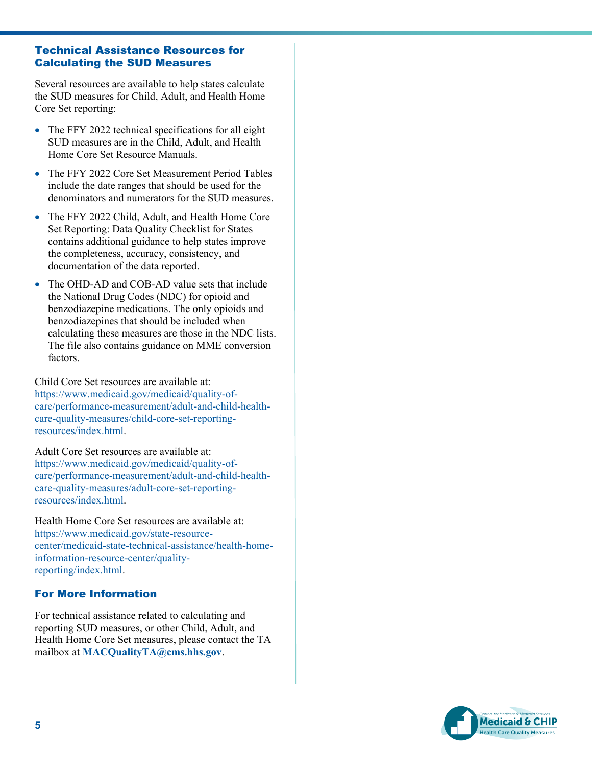## Technical Assistance Resources for Calculating the SUD Measures

Several resources are available to help states calculate the SUD measures for Child, Adult, and Health Home Core Set reporting:

- The FFY 2022 technical specifications for all eight SUD measures are in the Child, Adult, and Health Home Core Set Resource Manuals.
- The FFY 2022 Core Set Measurement Period Tables include the date ranges that should be used for the denominators and numerators for the SUD measures.
- The FFY 2022 Child, Adult, and Health Home Core Set Reporting: Data Quality Checklist for States contains additional guidance to help states improve the completeness, accuracy, consistency, and documentation of the data reported.
- The OHD-AD and COB-AD value sets that include the National Drug Codes (NDC) for opioid and benzodiazepine medications. The only opioids and benzodiazepines that should be included when calculating these measures are those in the NDC lists. The file also contains guidance on MME conversion factors.

Child Core Set resources are available at: https://www.medicaid.gov/medicaid/quality-of-care/performance-measurement/adult-and-child-health-care-quality-measures/child-core-set-reporting-resources/index.html.

Adult Core Set resources are available at: https://www.medicaid.gov/medicaid/quality-of-care/performance-measurement/adult-and-child-health-care-quality-measures/adult-core-set-reporting-resources/index.html.

Health Home Core Set resources are available at: https://www.medicaid.gov/state-resource-center/medicaid-state-technical-assistance/health-home-information-resource-center/quality-reporting/index.html.

## For More Information

For technical assistance related to calculating and reporting SUD measures, or other Child, Adult, and Health Home Core Set measures, please contact the TA mailbox at **MACQualityTA@cms.hhs.gov**.